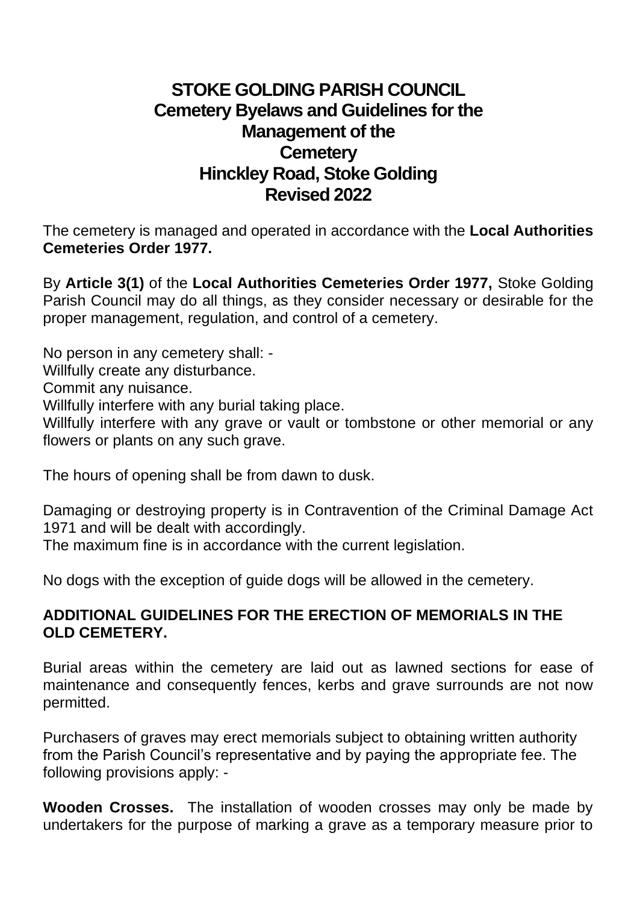# STOKE GOLDING PARISH COUNCIL
## Cemetery Byelaws and Guidelines for the Management of the Cemetery
## Hinckley Road, Stoke Golding
## Revised 2022

The cemetery is managed and operated in accordance with the **Local Authorities Cemeteries Order 1977.**

By **Article 3(1)** of the **Local Authorities Cemeteries Order 1977,** Stoke Golding Parish Council may do all things, as they consider necessary or desirable for the proper management, regulation, and control of a cemetery.

No person in any cemetery shall: -
Willfully create any disturbance.
Commit any nuisance.
Willfully interfere with any burial taking place.
Willfully interfere with any grave or vault or tombstone or other memorial or any flowers or plants on any such grave.

The hours of opening shall be from dawn to dusk.

Damaging or destroying property is in Contravention of the Criminal Damage Act 1971 and will be dealt with accordingly.
The maximum fine is in accordance with the current legislation.

No dogs with the exception of guide dogs will be allowed in the cemetery.

**ADDITIONAL GUIDELINES FOR THE ERECTION OF MEMORIALS IN THE OLD CEMETERY.**

Burial areas within the cemetery are laid out as lawned sections for ease of maintenance and consequently fences, kerbs and grave surrounds are not now permitted.

Purchasers of graves may erect memorials subject to obtaining written authority from the Parish Council's representative and by paying the appropriate fee. The following provisions apply: -

**Wooden Crosses.** The installation of wooden crosses may only be made by undertakers for the purpose of marking a grave as a temporary measure prior to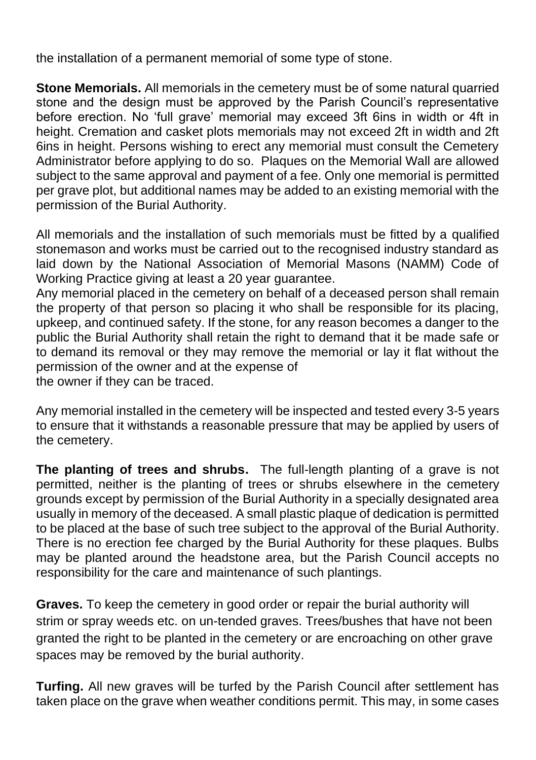the installation of a permanent memorial of some type of stone.

**Stone Memorials.** All memorials in the cemetery must be of some natural quarried stone and the design must be approved by the Parish Council's representative before erection. No 'full grave' memorial may exceed 3ft 6ins in width or 4ft in height. Cremation and casket plots memorials may not exceed 2ft in width and 2ft 6ins in height. Persons wishing to erect any memorial must consult the Cemetery Administrator before applying to do so. Plaques on the Memorial Wall are allowed subject to the same approval and payment of a fee. Only one memorial is permitted per grave plot, but additional names may be added to an existing memorial with the permission of the Burial Authority.

All memorials and the installation of such memorials must be fitted by a qualified stonemason and works must be carried out to the recognised industry standard as laid down by the National Association of Memorial Masons (NAMM) Code of Working Practice giving at least a 20 year guarantee.
Any memorial placed in the cemetery on behalf of a deceased person shall remain the property of that person so placing it who shall be responsible for its placing, upkeep, and continued safety. If the stone, for any reason becomes a danger to the public the Burial Authority shall retain the right to demand that it be made safe or to demand its removal or they may remove the memorial or lay it flat without the permission of the owner and at the expense of
the owner if they can be traced.

Any memorial installed in the cemetery will be inspected and tested every 3-5 years to ensure that it withstands a reasonable pressure that may be applied by users of the cemetery.

**The planting of trees and shrubs.** The full-length planting of a grave is not permitted, neither is the planting of trees or shrubs elsewhere in the cemetery grounds except by permission of the Burial Authority in a specially designated area usually in memory of the deceased. A small plastic plaque of dedication is permitted to be placed at the base of such tree subject to the approval of the Burial Authority. There is no erection fee charged by the Burial Authority for these plaques. Bulbs may be planted around the headstone area, but the Parish Council accepts no responsibility for the care and maintenance of such plantings.

**Graves.** To keep the cemetery in good order or repair the burial authority will strim or spray weeds etc. on un-tended graves. Trees/bushes that have not been granted the right to be planted in the cemetery or are encroaching on other grave spaces may be removed by the burial authority.

**Turfing.** All new graves will be turfed by the Parish Council after settlement has taken place on the grave when weather conditions permit. This may, in some cases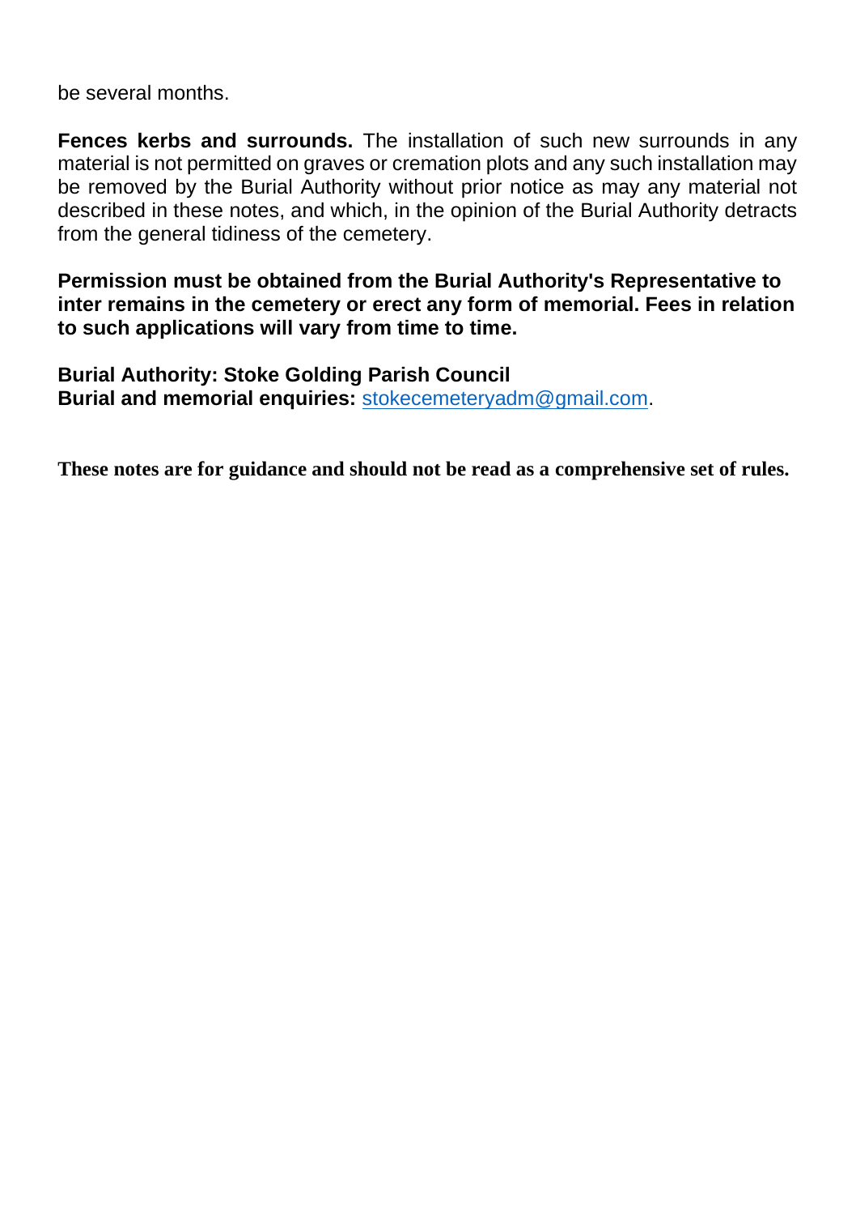be several months.

**Fences kerbs and surrounds.** The installation of such new surrounds in any material is not permitted on graves or cremation plots and any such installation may be removed by the Burial Authority without prior notice as may any material not described in these notes, and which, in the opinion of the Burial Authority detracts from the general tidiness of the cemetery.

**Permission must be obtained from the Burial Authority's Representative to inter remains in the cemetery or erect any form of memorial. Fees in relation to such applications will vary from time to time.**

**Burial Authority: Stoke Golding Parish Council**
**Burial and memorial enquiries:** stokecemeteryadm@gmail.com.

**These notes are for guidance and should not be read as a comprehensive set of rules.**